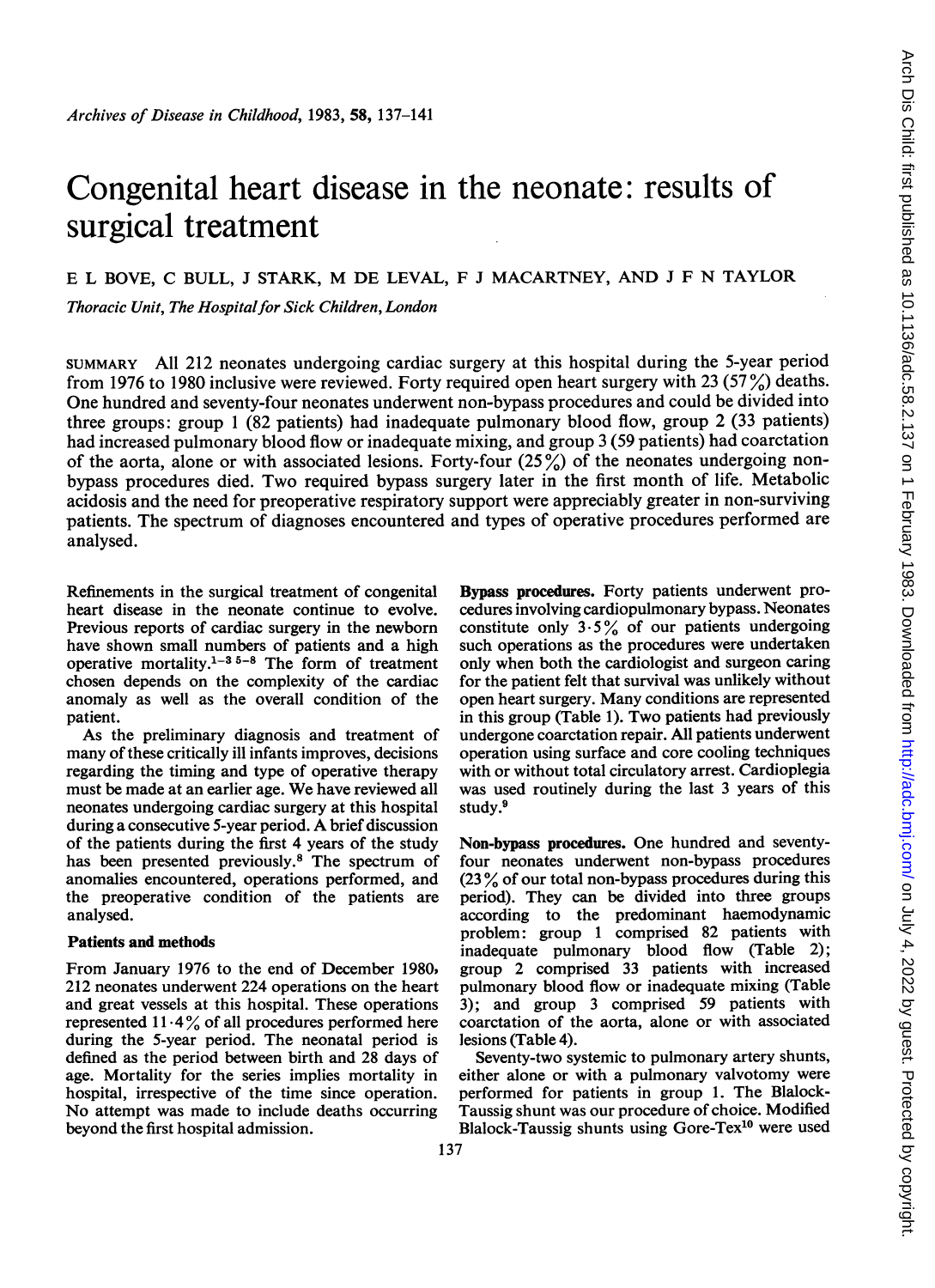*Archives of Disease in Childhood*, 1983, **58**, 137–141

# Congenital heart disease in the neonate: results of surgical treatment

E L BOVE, C BULL, J STARK, M DE LEVAL, F J MACARTNEY, AND J F N TAYLOR

*Thoracic Unit, The Hospital for Sick Children, London*

SUMMARY All 212 neonates undergoing cardiac surgery at this hospital during the 5-year period from 1976 to 1980 inclusive were reviewed. Forty required open heart surgery with 23 (57%) deaths. One hundred and seventy-four neonates underwent non-bypass procedures and could be divided into three groups: group 1 (82 patients) had inadequate pulmonary blood flow, group 2 (33 patients) had increased pulmonary blood flow or inadequate mixing, and group 3 (59 patients) had coarctation of the aorta, alone or with associated lesions. Forty-four (25%) of the neonates undergoing non-bypass procedures died. Two required bypass surgery later in the first month of life. Metabolic acidosis and the need for preoperative respiratory support were appreciably greater in non-surviving patients. The spectrum of diagnoses encountered and types of operative procedures performed are analysed.

Refinements in the surgical treatment of congenital heart disease in the neonate continue to evolve. Previous reports of cardiac surgery in the newborn have shown small numbers of patients and a high operative mortality.[1–3 5–8] The form of treatment chosen depends on the complexity of the cardiac anomaly as well as the overall condition of the patient.

As the preliminary diagnosis and treatment of many of these critically ill infants improves, decisions regarding the timing and type of operative therapy must be made at an earlier age. We have reviewed all neonates undergoing cardiac surgery at this hospital during a consecutive 5-year period. A brief discussion of the patients during the first 4 years of the study has been presented previously.[8] The spectrum of anomalies encountered, operations performed, and the preoperative condition of the patients are analysed.

## Patients and methods

From January 1976 to the end of December 1980, 212 neonates underwent 224 operations on the heart and great vessels at this hospital. These operations represented 11·4% of all procedures performed here during the 5-year period. The neonatal period is defined as the period between birth and 28 days of age. Mortality for the series implies mortality in hospital, irrespective of the time since operation. No attempt was made to include deaths occurring beyond the first hospital admission.

**Bypass procedures.** Forty patients underwent procedures involving cardiopulmonary bypass. Neonates constitute only 3·5% of our patients undergoing such operations as the procedures were undertaken only when both the cardiologist and surgeon caring for the patient felt that survival was unlikely without open heart surgery. Many conditions are represented in this group (Table 1). Two patients had previously undergone coarctation repair. All patients underwent operation using surface and core cooling techniques with or without total circulatory arrest. Cardioplegia was used routinely during the last 3 years of this study.[9]

**Non-bypass procedures.** One hundred and seventy-four neonates underwent non-bypass procedures (23% of our total non-bypass procedures during this period). They can be divided into three groups according to the predominant haemodynamic problem: group 1 comprised 82 patients with inadequate pulmonary blood flow (Table 2); group 2 comprised 33 patients with increased pulmonary blood flow or inadequate mixing (Table 3); and group 3 comprised 59 patients with coarctation of the aorta, alone or with associated lesions (Table 4).

Seventy-two systemic to pulmonary artery shunts, either alone or with a pulmonary valvotomy were performed for patients in group 1. The Blalock-Taussig shunt was our procedure of choice. Modified Blalock-Taussig shunts using Gore-Tex[10] were used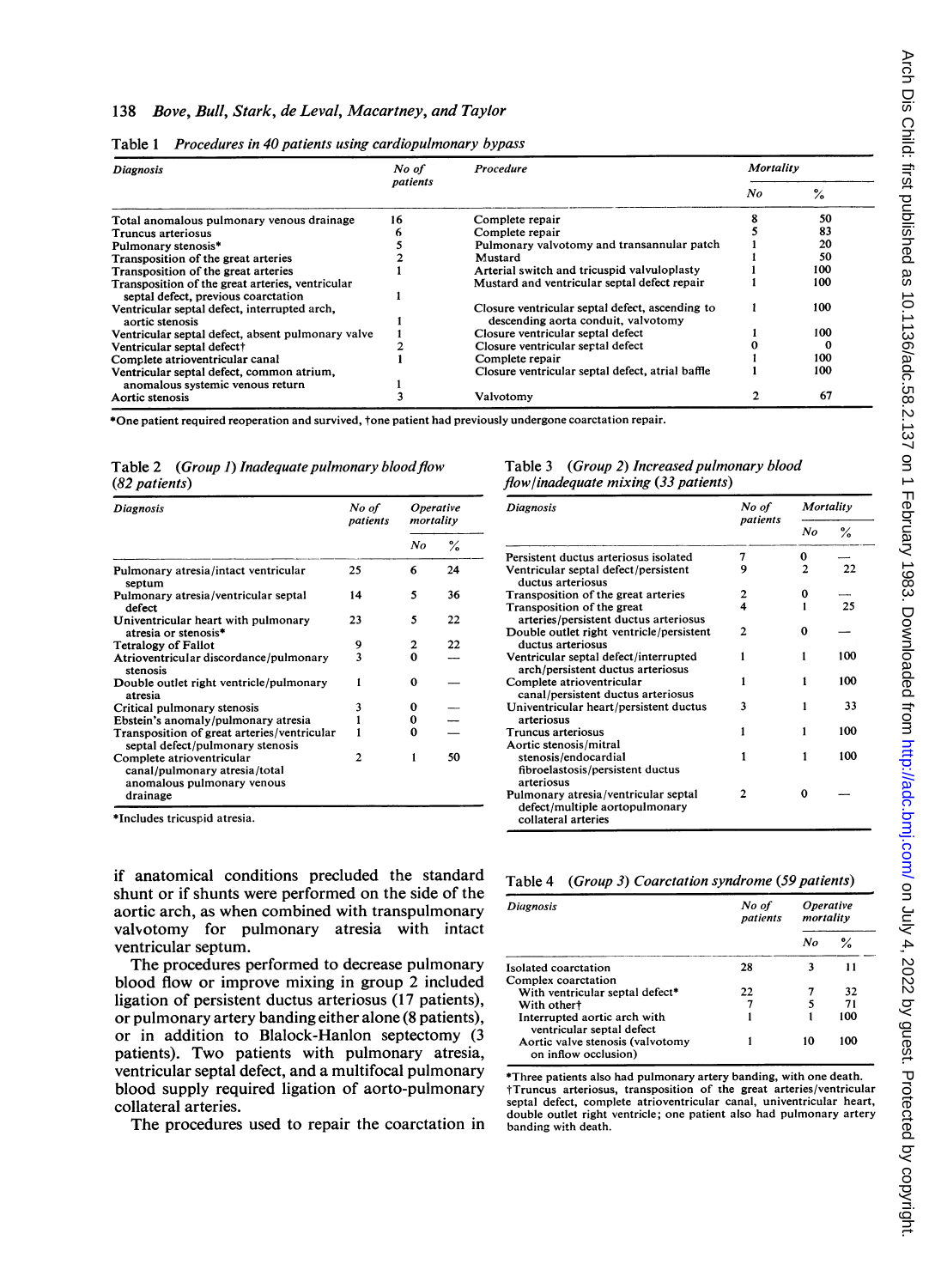Table 1 *Procedures in 40 patients using cardiopulmonary bypass*

| Diagnosis | No of patients | Procedure | Mortality | |
|---|---|---|---|---|
| | | | No | % |
| Total anomalous pulmonary venous drainage | 16 | Complete repair | 8 | 50 |
| Truncus arteriosus | 6 | Complete repair | 5 | 83 |
| Pulmonary stenosis* | 5 | Pulmonary valvotomy and transannular patch | 1 | 20 |
| Transposition of the great arteries | 2 | Mustard | 1 | 50 |
| Transposition of the great arteries | 1 | Arterial switch and tricuspid valvuloplasty | 1 | 100 |
| Transposition of the great arteries, ventricular septal defect, previous coarctation | 1 | Mustard and ventricular septal defect repair | 1 | 100 |
| Ventricular septal defect, interrupted arch, aortic stenosis | 1 | Closure ventricular septal defect, ascending to descending aorta conduit, valvotomy | 1 | 100 |
| Ventricular septal defect, absent pulmonary valve | 1 | Closure ventricular septal defect | 1 | 100 |
| Ventricular septal defect† | 2 | Closure ventricular septal defect | 0 | 0 |
| Complete atrioventricular canal | 1 | Complete repair | 1 | 100 |
| Ventricular septal defect, common atrium, anomalous systemic venous return | 1 | Closure ventricular septal defect, atrial baffle | 1 | 100 |
| Aortic stenosis | 3 | Valvotomy | 2 | 67 |

*One patient required reoperation and survived, †one patient had previously undergone coarctation repair.

Table 2 *(Group 1) Inadequate pulmonary blood flow (82 patients)*

| Diagnosis | No of patients | Operative mortality | |
|---|---|---|---|
| | | No | % |
| Pulmonary atresia/intact ventricular septum | 25 | 6 | 24 |
| Pulmonary atresia/ventricular septal defect | 14 | 5 | 36 |
| Univentricular heart with pulmonary atresia or stenosis* | 23 | 5 | 22 |
| Tetralogy of Fallot | 9 | 2 | 22 |
| Atrioventricular discordance/pulmonary stenosis | 3 | 0 | — |
| Double outlet right ventricle/pulmonary atresia | 1 | 0 | — |
| Critical pulmonary stenosis | 3 | 0 | — |
| Ebstein's anomaly/pulmonary atresia | 1 | 0 | — |
| Transposition of great arteries/ventricular septal defect/pulmonary stenosis | 1 | 0 | — |
| Complete atrioventricular canal/pulmonary atresia/total anomalous pulmonary venous drainage | 2 | 1 | 50 |

*Includes tricuspid atresia.

Table 3 *(Group 2) Increased pulmonary blood flow/inadequate mixing (33 patients)*

| Diagnosis | No of patients | Mortality | |
|---|---|---|---|
| | | No | % |
| Persistent ductus arteriosus isolated | 7 | 0 | — |
| Ventricular septal defect/persistent ductus arteriosus | 9 | 2 | 22 |
| Transposition of the great arteries | 2 | 0 | — |
| Transposition of the great arteries/persistent ductus arteriosus | 4 | 1 | 25 |
| Double outlet right ventricle/persistent ductus arteriosus | 2 | 0 | — |
| Ventricular septal defect/interrupted arch/persistent ductus arteriosus | 1 | 1 | 100 |
| Complete atrioventricular canal/persistent ductus arteriosus | 1 | 1 | 100 |
| Univentricular heart/persistent ductus arteriosus | 3 | 1 | 33 |
| Truncus arteriosus | 1 | 1 | 100 |
| Aortic stenosis/mitral stenosis/endocardial fibroelastosis/persistent ductus arteriosus | 1 | 1 | 100 |
| Pulmonary atresia/ventricular septal defect/multiple aortopulmonary collateral arteries | 2 | 0 | — |

if anatomical conditions precluded the standard shunt or if shunts were performed on the side of the aortic arch, as when combined with transpulmonary valvotomy for pulmonary atresia with intact ventricular septum.

The procedures performed to decrease pulmonary blood flow or improve mixing in group 2 included ligation of persistent ductus arteriosus (17 patients), or pulmonary artery banding either alone (8 patients), or in addition to Blalock-Hanlon septectomy (3 patients). Two patients with pulmonary atresia, ventricular septal defect, and a multifocal pulmonary blood supply required ligation of aorto-pulmonary collateral arteries.

The procedures used to repair the coarctation in

Table 4 *(Group 3) Coarctation syndrome (59 patients)*

| Diagnosis | No of patients | Operative mortality | |
|---|---|---|---|
| | | No | % |
| Isolated coarctation | 28 | 3 | 11 |
| Complex coarctation | | | |
| With ventricular septal defect* | 22 | 7 | 32 |
| With other† | 7 | 5 | 71 |
| Interrupted aortic arch with ventricular septal defect | 1 | 1 | 100 |
| Aortic valve stenosis (valvotomy on inflow occlusion) | 1 | 10 | 100 |

*Three patients also had pulmonary artery banding, with one death.
†Truncus arteriosus, transposition of the great arteries/ventricular septal defect, complete atrioventricular canal, univentricular heart, double outlet right ventricle; one patient also had pulmonary artery banding with death.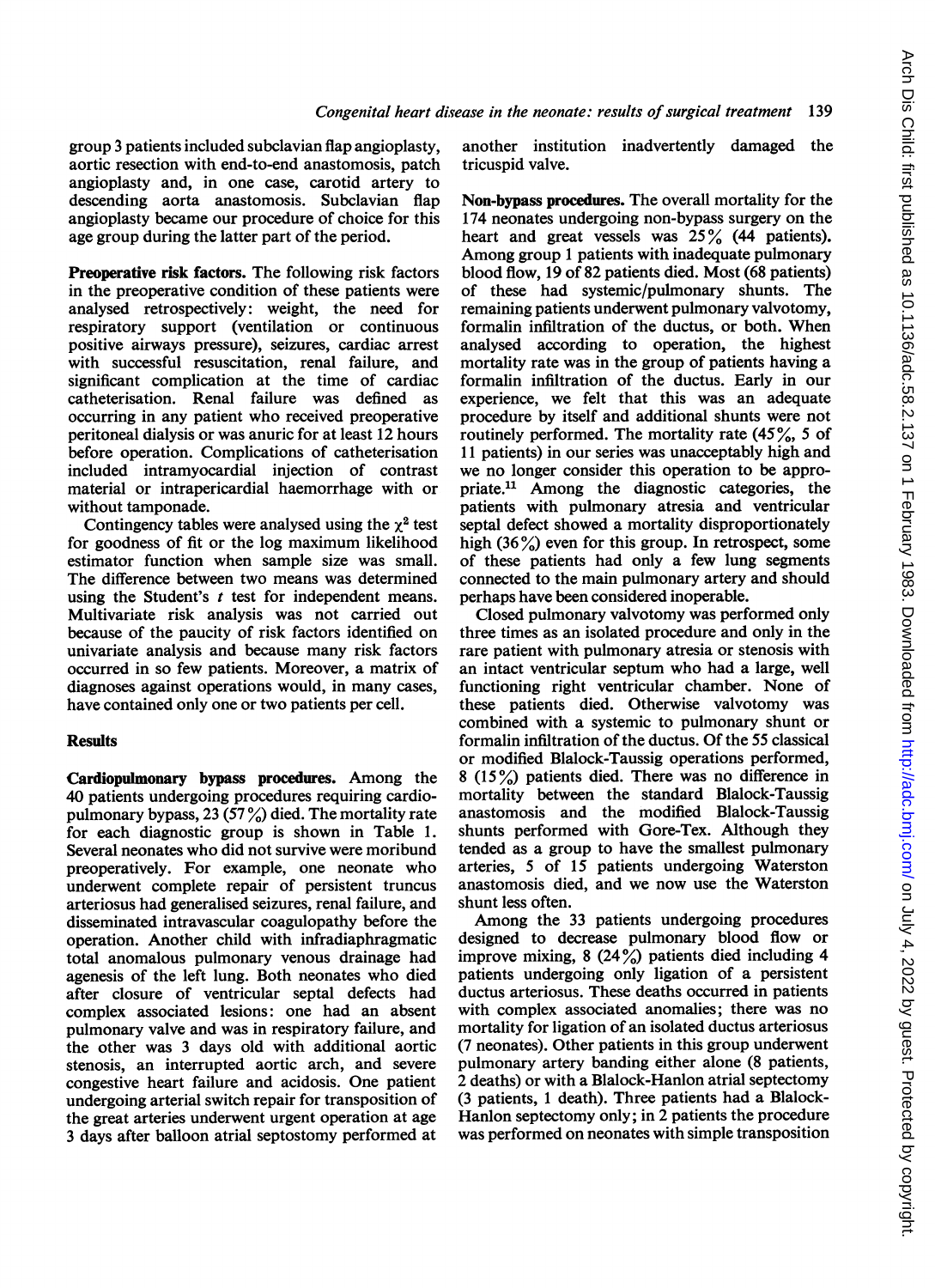group 3 patients included subclavian flap angioplasty, aortic resection with end-to-end anastomosis, patch angioplasty and, in one case, carotid artery to descending aorta anastomosis. Subclavian flap angioplasty became our procedure of choice for this age group during the latter part of the period.

**Preoperative risk factors.** The following risk factors in the preoperative condition of these patients were analysed retrospectively: weight, the need for respiratory support (ventilation or continuous positive airways pressure), seizures, cardiac arrest with successful resuscitation, renal failure, and significant complication at the time of cardiac catheterisation. Renal failure was defined as occurring in any patient who received preoperative peritoneal dialysis or was anuric for at least 12 hours before operation. Complications of catheterisation included intramyocardial injection of contrast material or intrapericardial haemorrhage with or without tamponade.

Contingency tables were analysed using the $\chi^2$ test for goodness of fit or the log maximum likelihood estimator function when sample size was small. The difference between two means was determined using the Student's *t* test for independent means. Multivariate risk analysis was not carried out because of the paucity of risk factors identified on univariate analysis and because many risk factors occurred in so few patients. Moreover, a matrix of diagnoses against operations would, in many cases, have contained only one or two patients per cell.

## Results

**Cardiopulmonary bypass procedures.** Among the 40 patients undergoing procedures requiring cardiopulmonary bypass, 23 (57%) died. The mortality rate for each diagnostic group is shown in Table 1. Several neonates who did not survive were moribund preoperatively. For example, one neonate who underwent complete repair of persistent truncus arteriosus had generalised seizures, renal failure, and disseminated intravascular coagulopathy before the operation. Another child with infradiaphragmatic total anomalous pulmonary venous drainage had agenesis of the left lung. Both neonates who died after closure of ventricular septal defects had complex associated lesions: one had an absent pulmonary valve and was in respiratory failure, and the other was 3 days old with additional aortic stenosis, an interrupted aortic arch, and severe congestive heart failure and acidosis. One patient undergoing arterial switch repair for transposition of the great arteries underwent urgent operation at age 3 days after balloon atrial septostomy performed at another institution inadvertently damaged the tricuspid valve.

**Non-bypass procedures.** The overall mortality for the 174 neonates undergoing non-bypass surgery on the heart and great vessels was 25% (44 patients). Among group 1 patients with inadequate pulmonary blood flow, 19 of 82 patients died. Most (68 patients) of these had systemic/pulmonary shunts. The remaining patients underwent pulmonary valvotomy, formalin infiltration of the ductus, or both. When analysed according to operation, the highest mortality rate was in the group of patients having a formalin infiltration of the ductus. Early in our experience, we felt that this was an adequate procedure by itself and additional shunts were not routinely performed. The mortality rate (45%, 5 of 11 patients) in our series was unacceptably high and we no longer consider this operation to be appropriate.[11] Among the diagnostic categories, the patients with pulmonary atresia and ventricular septal defect showed a mortality disproportionately high (36%) even for this group. In retrospect, some of these patients had only a few lung segments connected to the main pulmonary artery and should perhaps have been considered inoperable.

Closed pulmonary valvotomy was performed only three times as an isolated procedure and only in the rare patient with pulmonary atresia or stenosis with an intact ventricular septum who had a large, well functioning right ventricular chamber. None of these patients died. Otherwise valvotomy was combined with a systemic to pulmonary shunt or formalin infiltration of the ductus. Of the 55 classical or modified Blalock-Taussig operations performed, 8 (15%) patients died. There was no difference in mortality between the standard Blalock-Taussig anastomosis and the modified Blalock-Taussig shunts performed with Gore-Tex. Although they tended as a group to have the smallest pulmonary arteries, 5 of 15 patients undergoing Waterston anastomosis died, and we now use the Waterston shunt less often.

Among the 33 patients undergoing procedures designed to decrease pulmonary blood flow or improve mixing, 8 (24%) patients died including 4 patients undergoing only ligation of a persistent ductus arteriosus. These deaths occurred in patients with complex associated anomalies; there was no mortality for ligation of an isolated ductus arteriosus (7 neonates). Other patients in this group underwent pulmonary artery banding either alone (8 patients, 2 deaths) or with a Blalock-Hanlon atrial septectomy (3 patients, 1 death). Three patients had a Blalock-Hanlon septectomy only; in 2 patients the procedure was performed on neonates with simple transposition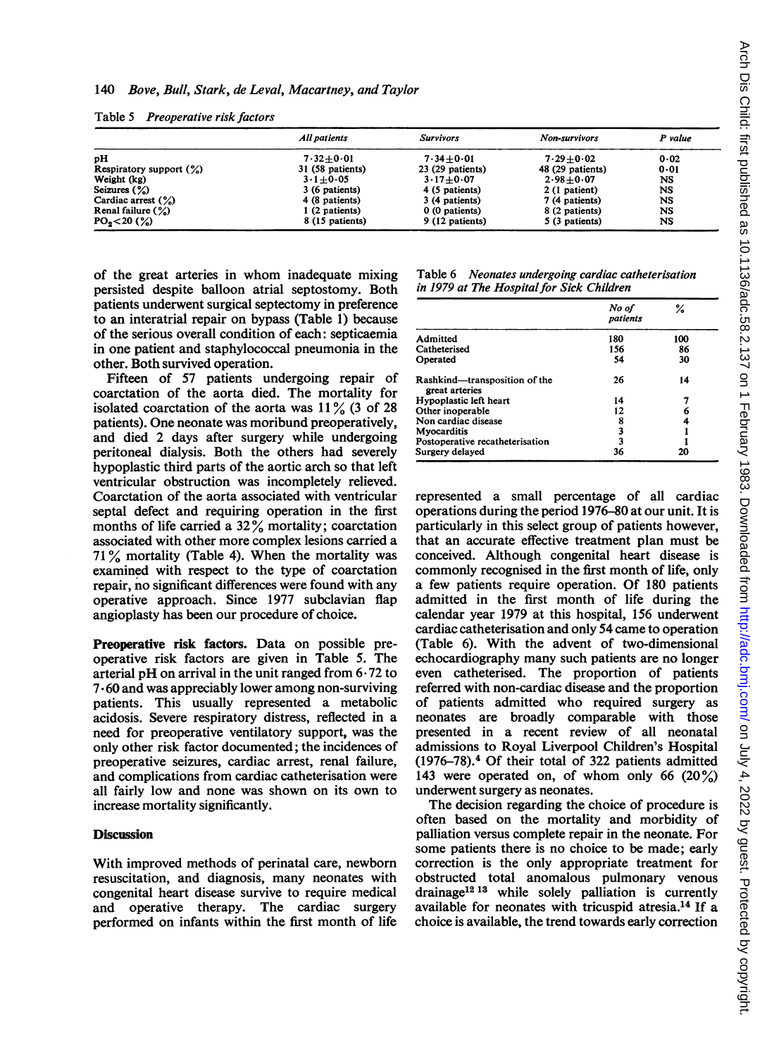Table 5 *Preoperative risk factors*

| | All patients | Survivors | Non-survivors | P value |
|---|---|---|---|---|
| pH | 7·32±0·01 | 7·34±0·01 | 7·29±0·02 | 0·02 |
| Respiratory support (%) | 31 (58 patients) | 23 (29 patients) | 48 (29 patients) | 0·01 |
| Weight (kg) | 3·1±0·05 | 3·17±0·07 | 2·98±0·07 | NS |
| Seizures (%) | 3 (6 patients) | 4 (5 patients) | 2 (1 patient) | NS |
| Cardiac arrest (%) | 4 (8 patients) | 3 (4 patients) | 7 (4 patients) | NS |
| Renal failure (%) | 1 (2 patients) | 0 (0 patients) | 8 (2 patients) | NS |
| $PO_2$<20 (%) | 8 (15 patients) | 9 (12 patients) | 5 (3 patients) | NS |

of the great arteries in whom inadequate mixing persisted despite balloon atrial septostomy. Both patients underwent surgical septectomy in preference to an interatrial repair on bypass (Table 1) because of the serious overall condition of each: septicaemia in one patient and staphylococcal pneumonia in the other. Both survived operation.

Fifteen of 57 patients undergoing repair of coarctation of the aorta died. The mortality for isolated coarctation of the aorta was 11% (3 of 28 patients). One neonate was moribund preoperatively, and died 2 days after surgery while undergoing peritoneal dialysis. Both the others had severely hypoplastic third parts of the aortic arch so that left ventricular obstruction was incompletely relieved. Coarctation of the aorta associated with ventricular septal defect and requiring operation in the first months of life carried a 32% mortality; coarctation associated with other more complex lesions carried a 71% mortality (Table 4). When the mortality was examined with respect to the type of coarctation repair, no significant differences were found with any operative approach. Since 1977 subclavian flap angioplasty has been our procedure of choice.

**Preoperative risk factors.** Data on possible preoperative risk factors are given in Table 5. The arterial pH on arrival in the unit ranged from 6·72 to 7·60 and was appreciably lower among non-surviving patients. This usually represented a metabolic acidosis. Severe respiratory distress, reflected in a need for preoperative ventilatory support, was the only other risk factor documented; the incidences of preoperative seizures, cardiac arrest, renal failure, and complications from cardiac catheterisation were all fairly low and none was shown on its own to increase mortality significantly.

## Discussion

With improved methods of perinatal care, newborn resuscitation, and diagnosis, many neonates with congenital heart disease survive to require medical and operative therapy. The cardiac surgery performed on infants within the first month of life represented a small percentage of all cardiac operations during the period 1976–80 at our unit. It is particularly in this select group of patients however, that an accurate effective treatment plan must be conceived. Although congenital heart disease is commonly recognised in the first month of life, only a few patients require operation. Of 180 patients admitted in the first month of life during the calendar year 1979 at this hospital, 156 underwent cardiac catheterisation and only 54 came to operation (Table 6). With the advent of two-dimensional echocardiography many such patients are no longer even catheterised. The proportion of patients referred with non-cardiac disease and the proportion of patients admitted who required surgery as neonates are broadly comparable with those presented in a recent review of all neonatal admissions to Royal Liverpool Children's Hospital (1976–78).[4] Of their total of 322 patients admitted 143 were operated on, of whom only 66 (20%) underwent surgery as neonates.

Table 6 *Neonates undergoing cardiac catheterisation in 1979 at The Hospital for Sick Children*

| | No of patients | % |
|---|---|---|
| Admitted | 180 | 100 |
| Catheterised | 156 | 86 |
| Operated | 54 | 30 |
| Rashkind—transposition of the great arteries | 26 | 14 |
| Hypoplastic left heart | 14 | 7 |
| Other inoperable | 12 | 6 |
| Non cardiac disease | 8 | 4 |
| Myocarditis | 3 | 1 |
| Postoperative recatheterisation | 3 | 1 |
| Surgery delayed | 36 | 20 |

The decision regarding the choice of procedure is often based on the mortality and morbidity of palliation versus complete repair in the neonate. For some patients there is no choice to be made; early correction is the only appropriate treatment for obstructed total anomalous pulmonary venous drainage[12,13] while solely palliation is currently available for neonates with tricuspid atresia.[14] If a choice is available, the trend towards early correction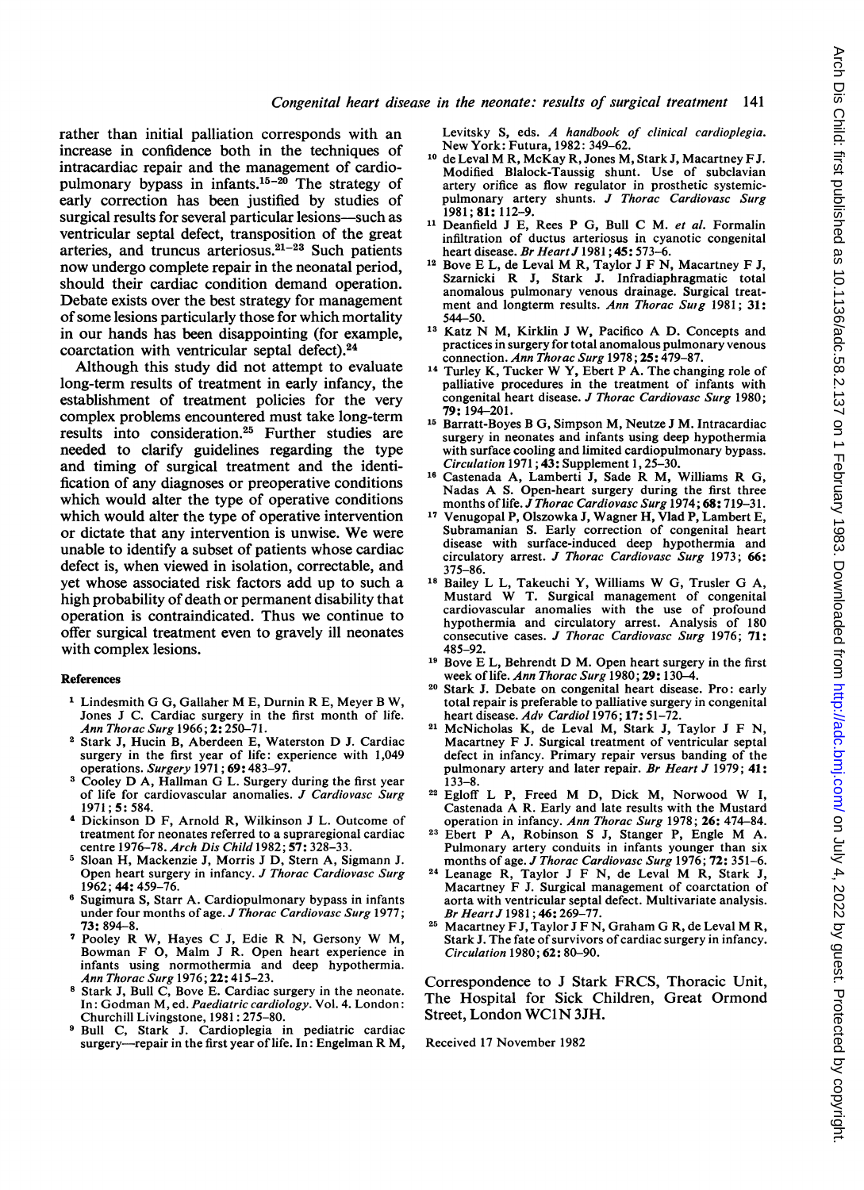rather than initial palliation corresponds with an increase in confidence both in the techniques of intracardiac repair and the management of cardiopulmonary bypass in infants.[15–20] The strategy of early correction has been justified by studies of surgical results for several particular lesions—such as ventricular septal defect, transposition of the great arteries, and truncus arteriosus.[21–23] Such patients now undergo complete repair in the neonatal period, should their cardiac condition demand operation. Debate exists over the best strategy for management of some lesions particularly those for which mortality in our hands has been disappointing (for example, coarctation with ventricular septal defect).[24]

Although this study did not attempt to evaluate long-term results of treatment in early infancy, the establishment of treatment policies for the very complex problems encountered must take long-term results into consideration.[25] Further studies are needed to clarify guidelines regarding the type and timing of surgical treatment and the identification of any diagnoses or preoperative conditions which would alter the type of operative conditions which would alter the type of operative intervention or dictate that any intervention is unwise. We were unable to identify a subset of patients whose cardiac defect is, when viewed in isolation, correctable, and yet whose associated risk factors add up to such a high probability of death or permanent disability that operation is contraindicated. Thus we continue to offer surgical treatment even to gravely ill neonates with complex lesions.

### References

1. Lindesmith G G, Gallaher M E, Durnin R E, Meyer B W, Jones J C. Cardiac surgery in the first month of life. *Ann Thorac Surg* 1966; **2:** 250–71.
2. Stark J, Hucin B, Aberdeen E, Waterston D J. Cardiac surgery in the first year of life: experience with 1,049 operations. *Surgery* 1971; **69:** 483–97.
3. Cooley D A, Hallman G L. Surgery during the first year of life for cardiovascular anomalies. *J Cardiovasc Surg* 1971; **5:** 584.
4. Dickinson D F, Arnold R, Wilkinson J L. Outcome of treatment for neonates referred to a supraregional cardiac centre 1976–78. *Arch Dis Child* 1982; **57:** 328–33.
5. Sloan H, Mackenzie J, Morris J D, Stern A, Sigmann J. Open heart surgery in infancy. *J Thorac Cardiovasc Surg* 1962; **44:** 459–76.
6. Sugimura S, Starr A. Cardiopulmonary bypass in infants under four months of age. *J Thorac Cardiovasc Surg* 1977; **73:** 894–8.
7. Pooley R W, Hayes C J, Edie R N, Gersony W M, Bowman F O, Malm J R. Open heart experience in infants using normothermia and deep hypothermia. *Ann Thorac Surg* 1976; **22:** 415–23.
8. Stark J, Bull C, Bove E. Cardiac surgery in the neonate. In: Godman M, ed. *Paediatric cardiology*. Vol. 4. London: Churchill Livingstone, 1981: 275–80.
9. Bull C, Stark J. Cardioplegia in pediatric cardiac surgery—repair in the first year of life. In: Engelman R M, Levitsky S, eds. *A handbook of clinical cardioplegia*. New York: Futura, 1982: 349–62.
10. de Leval M R, McKay R, Jones M, Stark J, Macartney F J. Modified Blalock-Taussig shunt. Use of subclavian artery orifice as flow regulator in prosthetic systemic-pulmonary artery shunts. *J Thorac Cardiovasc Surg* 1981; **81:** 112–9.
11. Deanfield J E, Rees P G, Bull C M. *et al*. Formalin infiltration of ductus arteriosus in cyanotic congenital heart disease. *Br Heart J* 1981; **45:** 573–6.
12. Bove E L, de Leval M R, Taylor J F N, Macartney F J, Szarnicki R J, Stark J. Infradiaphragmatic total anomalous pulmonary venous drainage. Surgical treatment and longterm results. *Ann Thorac Surg* 1981; **31:** 544–50.
13. Katz N M, Kirklin J W, Pacifico A D. Concepts and practices in surgery for total anomalous pulmonary venous connection. *Ann Thorac Surg* 1978; **25:** 479–87.
14. Turley K, Tucker W Y, Ebert P A. The changing role of palliative procedures in the treatment of infants with congenital heart disease. *J Thorac Cardiovasc Surg* 1980; **79:** 194–201.
15. Barratt-Boyes B G, Simpson M, Neutze J M. Intracardiac surgery in neonates and infants using deep hypothermia with surface cooling and limited cardiopulmonary bypass. *Circulation* 1971; **43:** Supplement 1, 25–30.
16. Castenada A, Lamberti J, Sade R M, Williams R G, Nadas A S. Open-heart surgery during the first three months of life. *J Thorac Cardiovasc Surg* 1974; **68:** 719–31.
17. Venugopal P, Olszowka J, Wagner H, Vlad P, Lambert E, Subramanian S. Early correction of congenital heart disease with surface-induced deep hypothermia and circulatory arrest. *J Thorac Cardiovasc Surg* 1973; **66:** 375–86.
18. Bailey L L, Takeuchi Y, Williams W G, Trusler G A, Mustard W T. Surgical management of congenital cardiovascular anomalies with the use of profound hypothermia and circulatory arrest. Analysis of 180 consecutive cases. *J Thorac Cardiovasc Surg* 1976; **71:** 485–92.
19. Bove E L, Behrendt D M. Open heart surgery in the first week of life. *Ann Thorac Surg* 1980; **29:** 130–4.
20. Stark J. Debate on congenital heart disease. Pro: early total repair is preferable to palliative surgery in congenital heart disease. *Adv Cardiol* 1976; **17:** 51–72.
21. McNicholas K, de Leval M, Stark J, Taylor J F N, Macartney F J. Surgical treatment of ventricular septal defect in infancy. Primary repair versus banding of the pulmonary artery and later repair. *Br Heart J* 1979; **41:** 133–8.
22. Egloff L P, Freed M D, Dick M, Norwood W I, Castenada A R. Early and late results with the Mustard operation in infancy. *Ann Thorac Surg* 1978; **26:** 474–84.
23. Ebert P A, Robinson S J, Stanger P, Engle M A. Pulmonary artery conduits in infants younger than six months of age. *J Thorac Cardiovasc Surg* 1976; **72:** 351–6.
24. Leanage R, Taylor J F N, de Leval M R, Stark J, Macartney F J. Surgical management of coarctation of aorta with ventricular septal defect. Multivariate analysis. *Br Heart J* 1981; **46:** 269–77.
25. Macartney F J, Taylor J F N, Graham G R, de Leval M R, Stark J. The fate of survivors of cardiac surgery in infancy. *Circulation* 1980; **62:** 80–90.

Correspondence to J Stark FRCS, Thoracic Unit, The Hospital for Sick Children, Great Ormond Street, London WC1N 3JH.

Received 17 November 1982